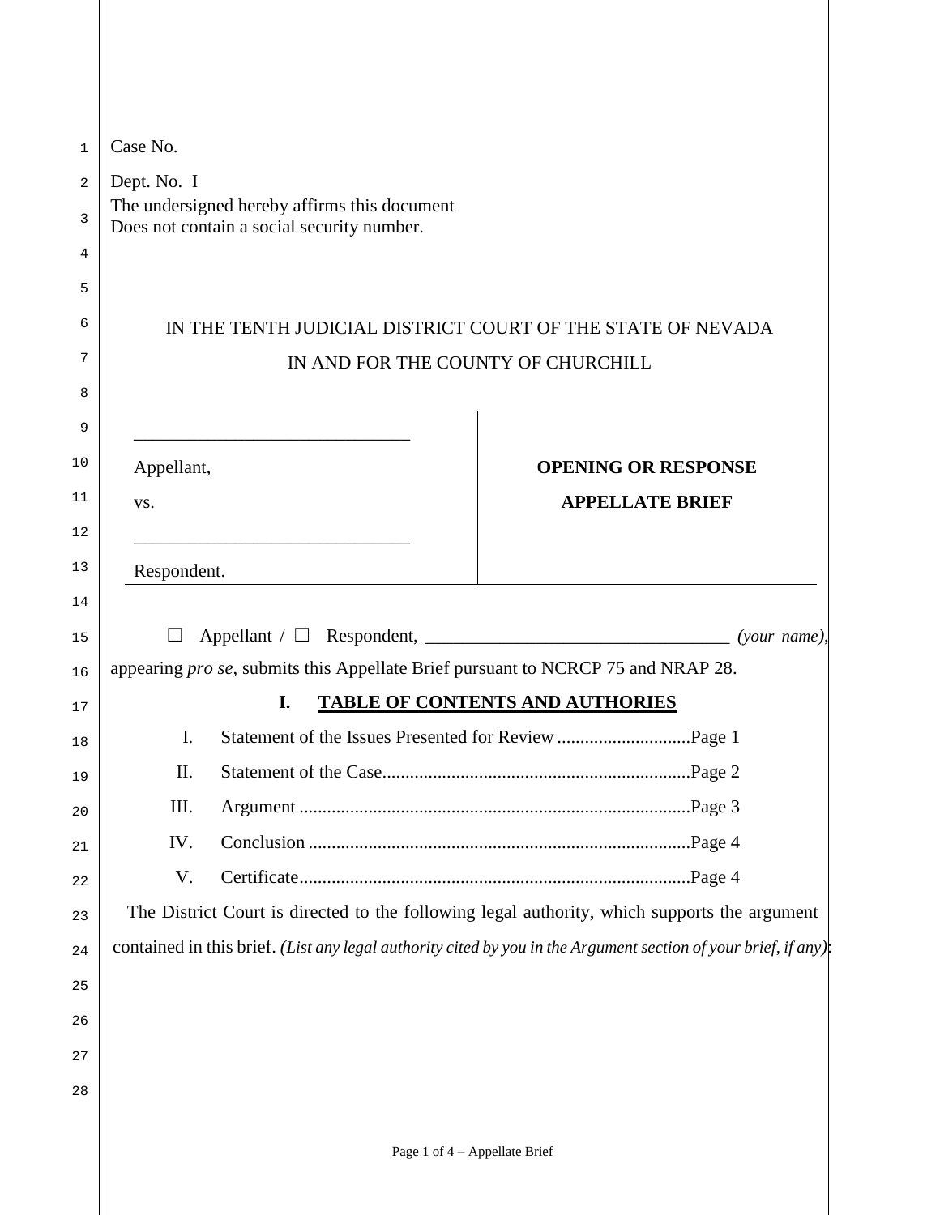Case No.

Dept. No. I

The undersigned hereby affirms this document
Does not contain a social security number.

IN THE TENTH JUDICIAL DISTRICT COURT OF THE STATE OF NEVADA

IN AND FOR THE COUNTY OF CHURCHILL

| | |
|---|---|
| ______________________________ | |
| Appellant, | **OPENING OR RESPONSE** |
| vs. | **APPELLATE BRIEF** |
| ______________________________ | |
| Respondent. | |

☐ Appellant / ☐ Respondent, ________________________________ *(your name)*, appearing *pro se*, submits this Appellate Brief pursuant to NCRCP 75 and NRAP 28.

## I. TABLE OF CONTENTS AND AUTHORIES

I. Statement of the Issues Presented for Review ............................Page 1

II. Statement of the Case..................................................................Page 2

III. Argument ....................................................................................Page 3

IV. Conclusion ..................................................................................Page 4

V. Certificate.....................................................................................Page 4

The District Court is directed to the following legal authority, which supports the argument contained in this brief. *(List any legal authority cited by you in the Argument section of your brief, if any)*: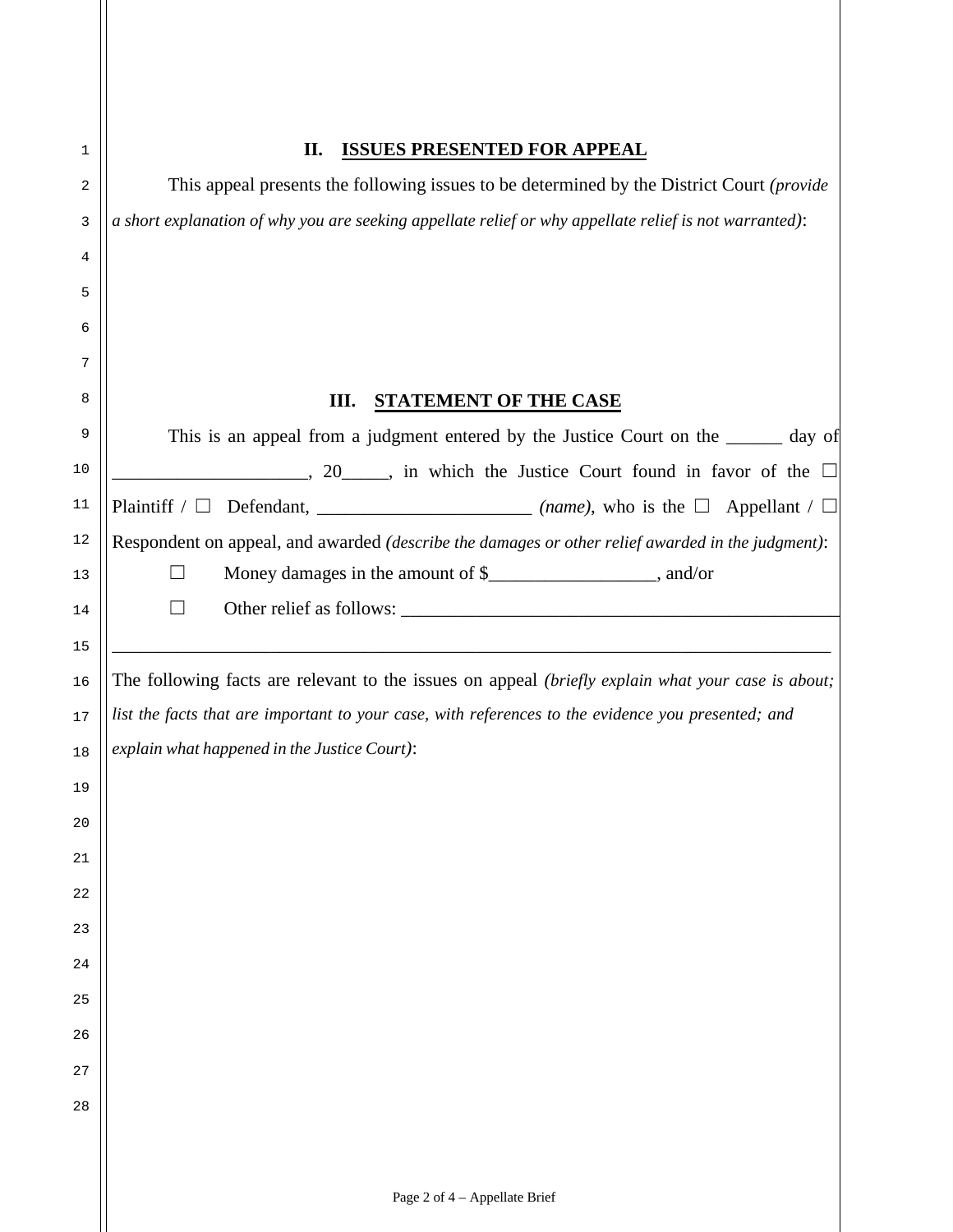## II. ISSUES PRESENTED FOR APPEAL

This appeal presents the following issues to be determined by the District Court *(provide a short explanation of why you are seeking appellate relief or why appellate relief is not warranted)*:

## III. STATEMENT OF THE CASE

This is an appeal from a judgment entered by the Justice Court on the ______ day of ____________________, 20_____, in which the Justice Court found in favor of the ☐ Plaintiff / ☐ Defendant, _______________________ *(name)*, who is the ☐ Appellant / ☐ Respondent on appeal, and awarded *(describe the damages or other relief awarded in the judgment)*:

☐ Money damages in the amount of $_________________, and/or

☐ Other relief as follows: _______________________________________________

_____________________________________________________________________________

The following facts are relevant to the issues on appeal *(briefly explain what your case is about; list the facts that are important to your case, with references to the evidence you presented; and explain what happened in the Justice Court)*: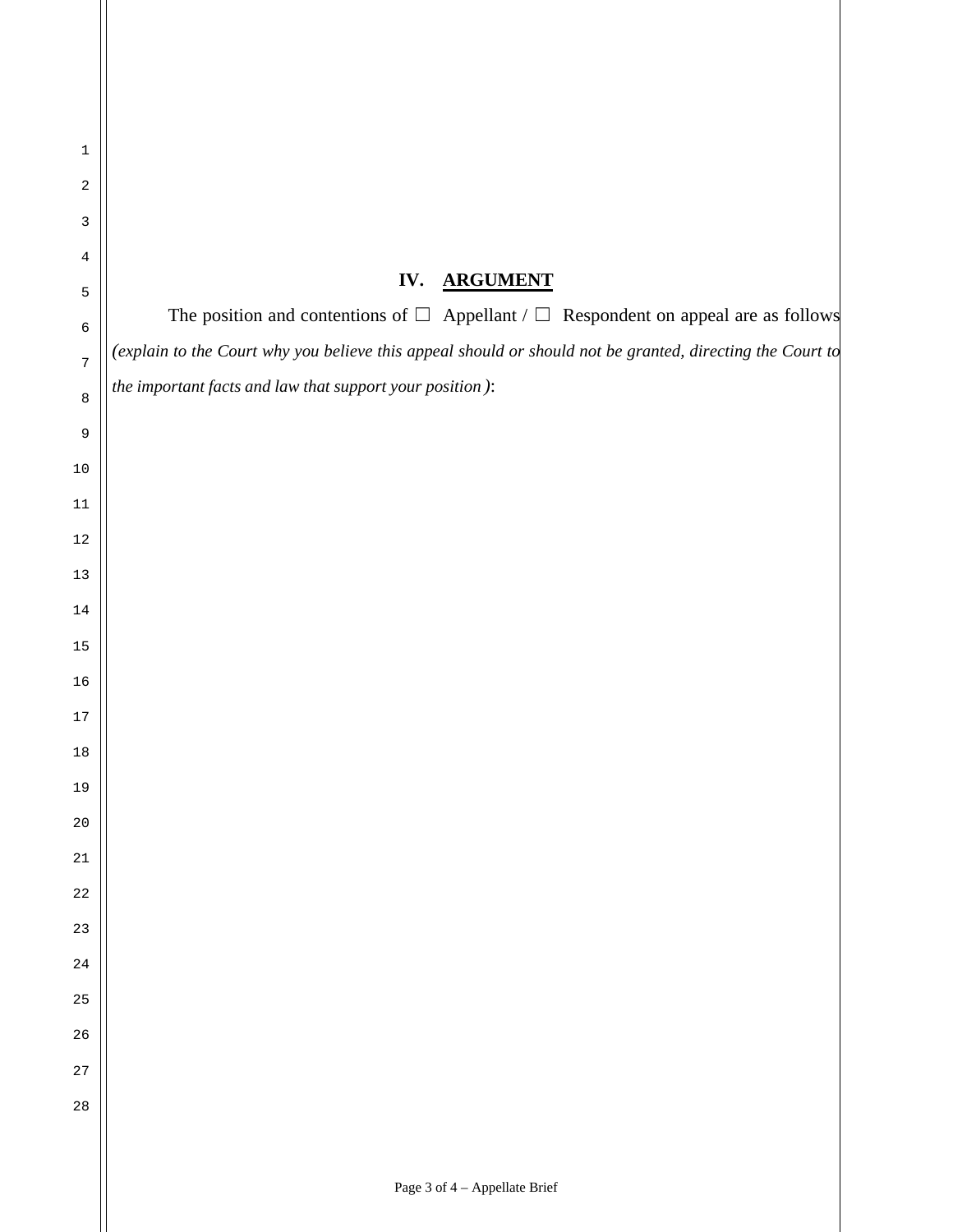## IV. ARGUMENT

The position and contentions of ☐ Appellant / ☐ Respondent on appeal are as follows *(explain to the Court why you believe this appeal should or should not be granted, directing the Court to the important facts and law that support your position)*: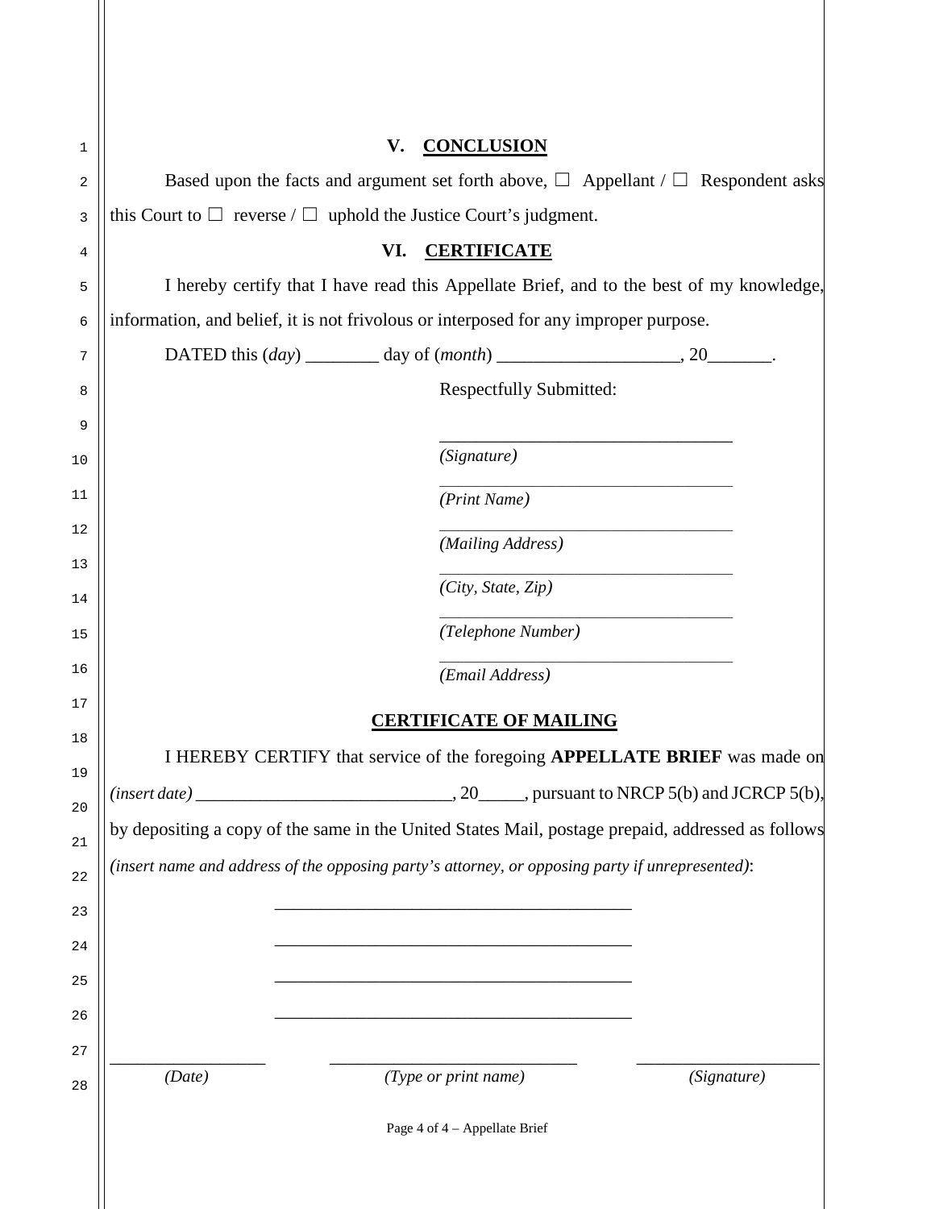## V. CONCLUSION

Based upon the facts and argument set forth above, ☐ Appellant / ☐ Respondent asks this Court to ☐ reverse / ☐ uphold the Justice Court's judgment.

## VI. CERTIFICATE

I hereby certify that I have read this Appellate Brief, and to the best of my knowledge, information, and belief, it is not frivolous or interposed for any improper purpose.

DATED this (*day*) ________ day of (*month*) ____________________, 20_______.

Respectfully Submitted:

________________________________
*(Signature)*

________________________________
*(Print Name)*

________________________________
*(Mailing Address)*

________________________________
*(City, State, Zip)*

________________________________
*(Telephone Number)*

________________________________
*(Email Address)*

## CERTIFICATE OF MAILING

I HEREBY CERTIFY that service of the foregoing **APPELLATE BRIEF** was made on *(insert date)* ____________________________, 20_____, pursuant to NRCP 5(b) and JCRCP 5(b), by depositing a copy of the same in the United States Mail, postage prepaid, addressed as follows *(insert name and address of the opposing party's attorney, or opposing party if unrepresented)*:

________________________________________

________________________________________

________________________________________

________________________________________

| | | |
|---|---|---|
| __________________ | ____________________________ | ____________________ |
| *(Date)* | *(Type or print name)* | *(Signature)* |